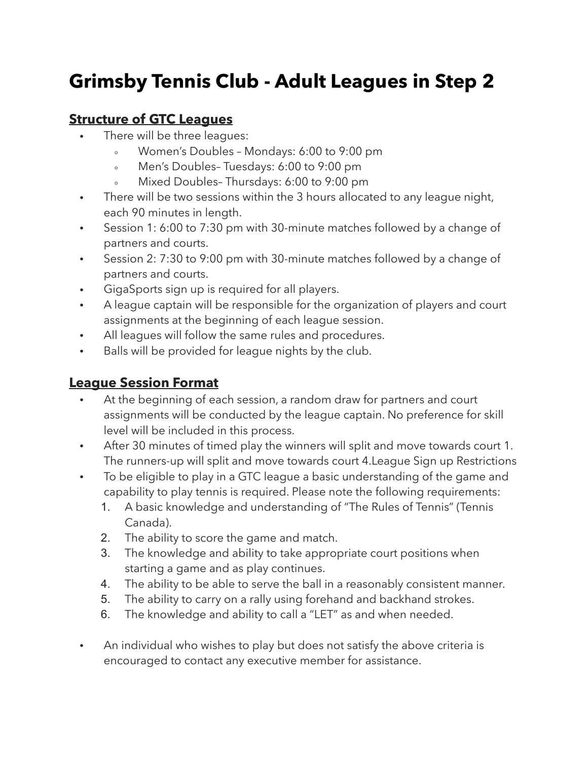# Grimsby Tennis Club - Adult Leagues in Step 2

## Structure of GTC Leagues

- There will be three leagues:
  - Women's Doubles – Mondays: 6:00 to 9:00 pm
  - Men's Doubles– Tuesdays: 6:00 to 9:00 pm
  - Mixed Doubles– Thursdays: 6:00 to 9:00 pm
- There will be two sessions within the 3 hours allocated to any league night, each 90 minutes in length.
- Session 1: 6:00 to 7:30 pm with 30-minute matches followed by a change of partners and courts.
- Session 2: 7:30 to 9:00 pm with 30-minute matches followed by a change of partners and courts.
- GigaSports sign up is required for all players.
- A league captain will be responsible for the organization of players and court assignments at the beginning of each league session.
- All leagues will follow the same rules and procedures.
- Balls will be provided for league nights by the club.

## League Session Format

- At the beginning of each session, a random draw for partners and court assignments will be conducted by the league captain. No preference for skill level will be included in this process.
- After 30 minutes of timed play the winners will split and move towards court 1. The runners-up will split and move towards court 4.League Sign up Restrictions
- To be eligible to play in a GTC league a basic understanding of the game and capability to play tennis is required. Please note the following requirements:
  1. A basic knowledge and understanding of "The Rules of Tennis" (Tennis Canada).
  2. The ability to score the game and match.
  3. The knowledge and ability to take appropriate court positions when starting a game and as play continues.
  4. The ability to be able to serve the ball in a reasonably consistent manner.
  5. The ability to carry on a rally using forehand and backhand strokes.
  6. The knowledge and ability to call a "LET" as and when needed.

- An individual who wishes to play but does not satisfy the above criteria is encouraged to contact any executive member for assistance.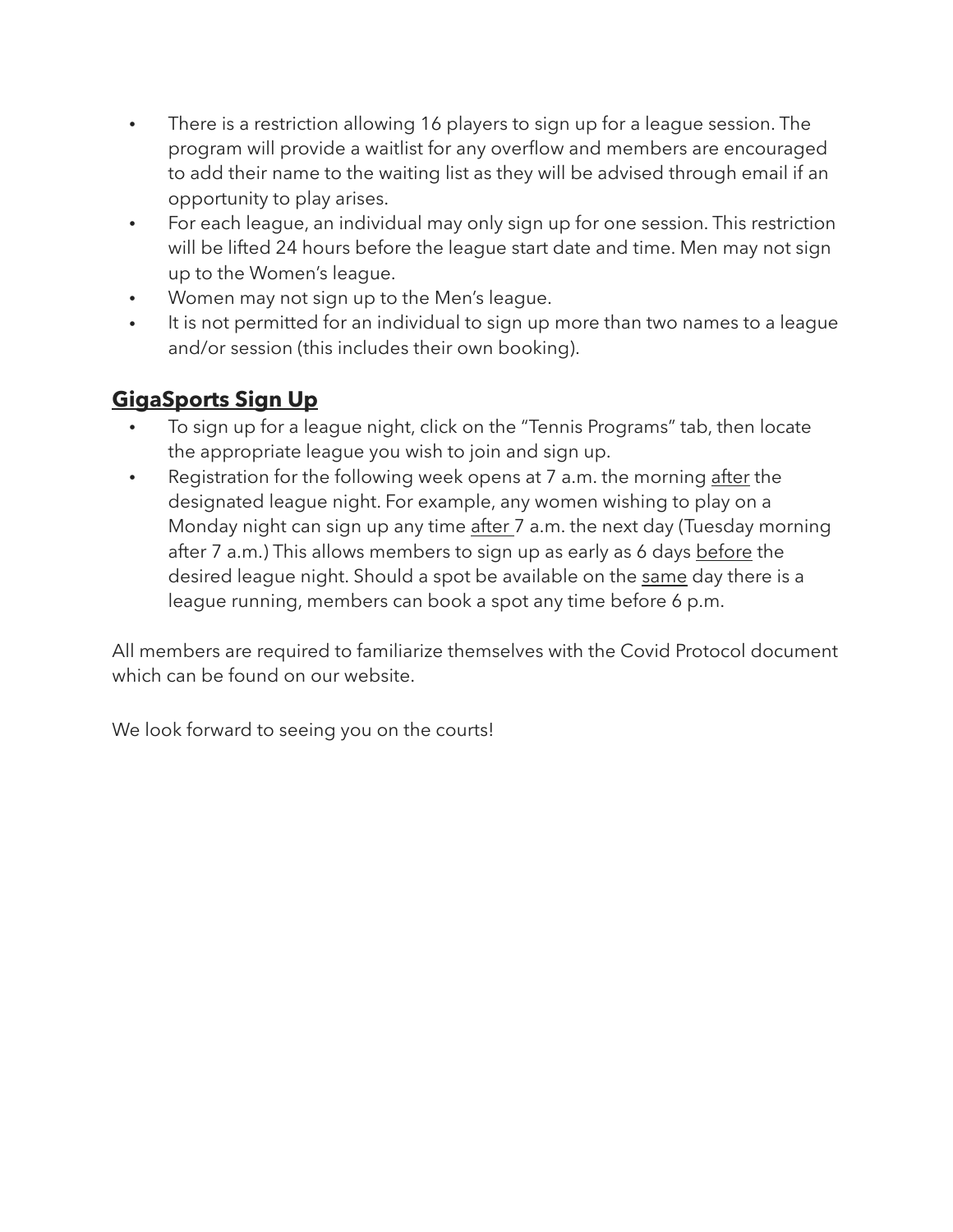- There is a restriction allowing 16 players to sign up for a league session. The program will provide a waitlist for any overflow and members are encouraged to add their name to the waiting list as they will be advised through email if an opportunity to play arises.
- For each league, an individual may only sign up for one session. This restriction will be lifted 24 hours before the league start date and time. Men may not sign up to the Women's league.
- Women may not sign up to the Men's league.
- It is not permitted for an individual to sign up more than two names to a league and/or session (this includes their own booking).

## GigaSports Sign Up

- To sign up for a league night, click on the "Tennis Programs" tab, then locate the appropriate league you wish to join and sign up.
- Registration for the following week opens at 7 a.m. the morning after the designated league night. For example, any women wishing to play on a Monday night can sign up any time after 7 a.m. the next day (Tuesday morning after 7 a.m.) This allows members to sign up as early as 6 days before the desired league night. Should a spot be available on the same day there is a league running, members can book a spot any time before 6 p.m.

All members are required to familiarize themselves with the Covid Protocol document which can be found on our website.

We look forward to seeing you on the courts!